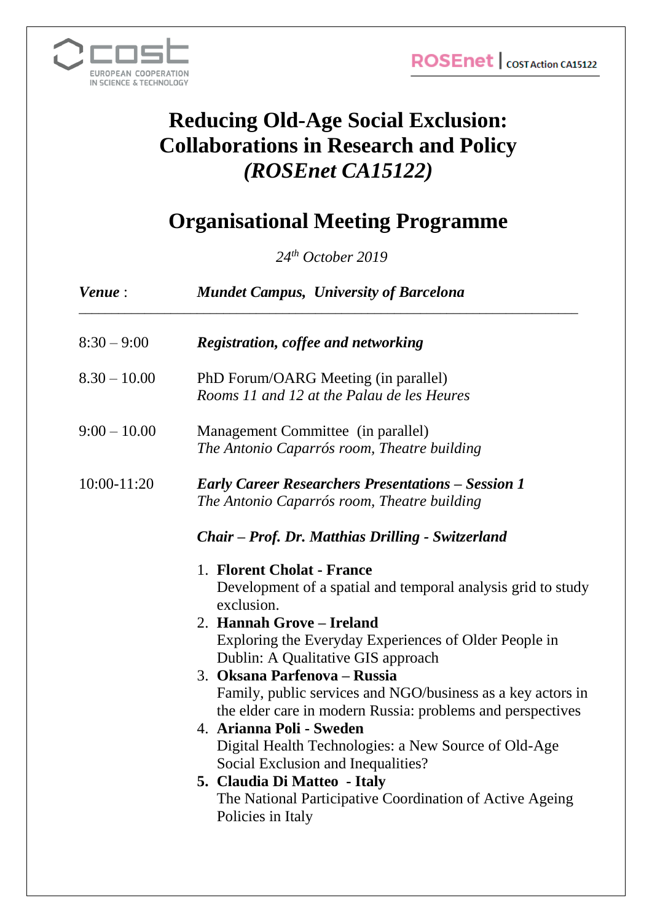COST
EUROPEAN COOPERATION IN SCIENCE & TECHNOLOGY

ROSEnet | COST Action CA15122

# Reducing Old-Age Social Exclusion: Collaborations in Research and Policy *(ROSEnet CA15122)*

## Organisational Meeting Programme

*24th October 2019*

***Venue*** : ***Mundet Campus, University of Barcelona***

---

8:30 – 9:00 ***Registration, coffee and networking***

8.30 – 10.00 PhD Forum/OARG Meeting (in parallel)
*Rooms 11 and 12 at the Palau de les Heures*

9:00 – 10.00 Management Committee (in parallel)
*The Antonio Caparrós room, Theatre building*

10:00-11:20 ***Early Career Researchers Presentations – Session 1***
*The Antonio Caparrós room, Theatre building*

***Chair – Prof. Dr. Matthias Drilling - Switzerland***

1. **Florent Cholat - France**
   Development of a spatial and temporal analysis grid to study exclusion.
2. **Hannah Grove – Ireland**
   Exploring the Everyday Experiences of Older People in Dublin: A Qualitative GIS approach
3. **Oksana Parfenova – Russia**
   Family, public services and NGO/business as a key actors in the elder care in modern Russia: problems and perspectives
4. **Arianna Poli - Sweden**
   Digital Health Technologies: a New Source of Old-Age Social Exclusion and Inequalities?
5. **Claudia Di Matteo - Italy**
   The National Participative Coordination of Active Ageing Policies in Italy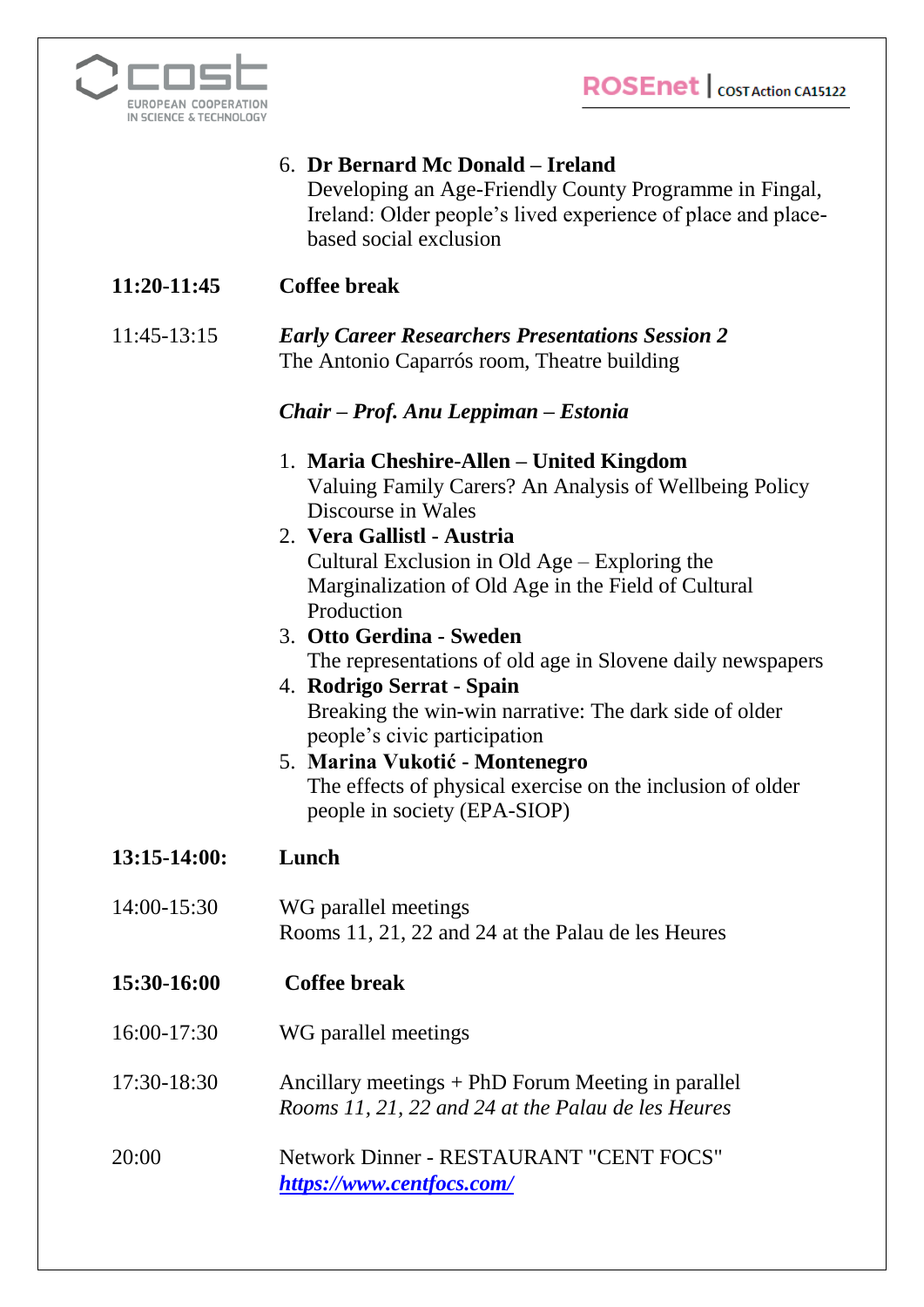6. **Dr Bernard Mc Donald – Ireland**
   Developing an Age-Friendly County Programme in Fingal, Ireland: Older people's lived experience of place and place-based social exclusion

**11:20-11:45** **Coffee break**

11:45-13:15 ***Early Career Researchers Presentations Session 2***
The Antonio Caparrós room, Theatre building

***Chair – Prof. Anu Leppiman – Estonia***

1. **Maria Cheshire-Allen – United Kingdom**
   Valuing Family Carers? An Analysis of Wellbeing Policy Discourse in Wales
2. **Vera Gallistl - Austria**
   Cultural Exclusion in Old Age – Exploring the Marginalization of Old Age in the Field of Cultural Production
3. **Otto Gerdina - Sweden**
   The representations of old age in Slovene daily newspapers
4. **Rodrigo Serrat - Spain**
   Breaking the win-win narrative: The dark side of older people's civic participation
5. **Marina Vukotić - Montenegro**
   The effects of physical exercise on the inclusion of older people in society (EPA-SIOP)

**13:15-14:00:** **Lunch**

14:00-15:30 WG parallel meetings
Rooms 11, 21, 22 and 24 at the Palau de les Heures

**15:30-16:00** **Coffee break**

16:00-17:30 WG parallel meetings

17:30-18:30 Ancillary meetings + PhD Forum Meeting in parallel
*Rooms 11, 21, 22 and 24 at the Palau de les Heures*

20:00 Network Dinner - RESTAURANT "CENT FOCS"
***https://www.centfocs.com/***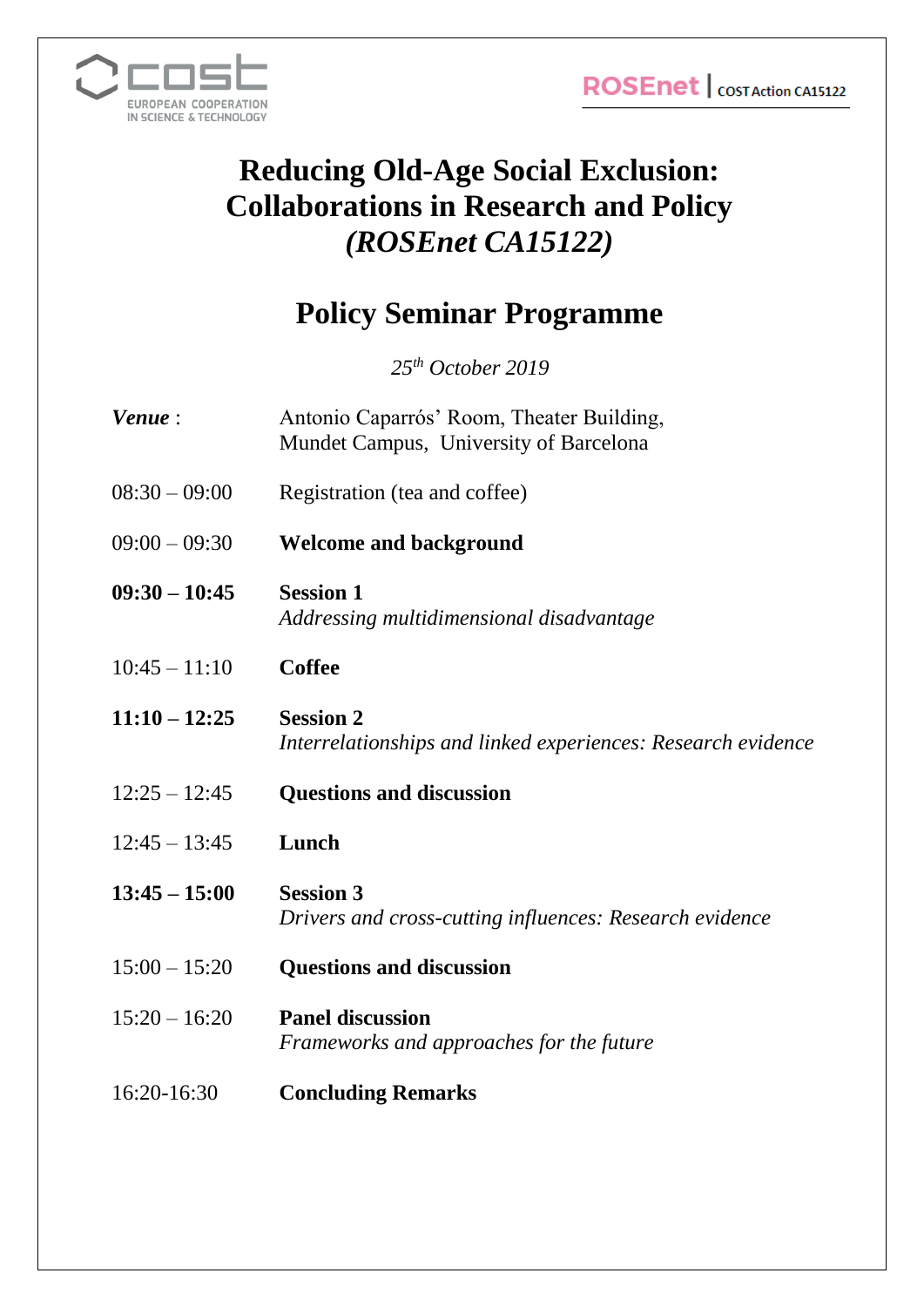COST EUROPEAN COOPERATION IN SCIENCE & TECHNOLOGY

ROSEnet | COST Action CA15122

# Reducing Old-Age Social Exclusion: Collaborations in Research and Policy *(ROSEnet CA15122)*

## Policy Seminar Programme

*25th October 2019*

| | |
|---|---|
| ***Venue*** : | Antonio Caparrós' Room, Theater Building, Mundet Campus, University of Barcelona |
| 08:30 – 09:00 | Registration (tea and coffee) |
| 09:00 – 09:30 | **Welcome and background** |
| **09:30 – 10:45** | **Session 1** *Addressing multidimensional disadvantage* |
| 10:45 – 11:10 | **Coffee** |
| **11:10 – 12:25** | **Session 2** *Interrelationships and linked experiences: Research evidence* |
| 12:25 – 12:45 | **Questions and discussion** |
| 12:45 – 13:45 | **Lunch** |
| **13:45 – 15:00** | **Session 3** *Drivers and cross-cutting influences: Research evidence* |
| 15:00 – 15:20 | **Questions and discussion** |
| 15:20 – 16:20 | **Panel discussion** *Frameworks and approaches for the future* |
| 16:20-16:30 | **Concluding Remarks** |